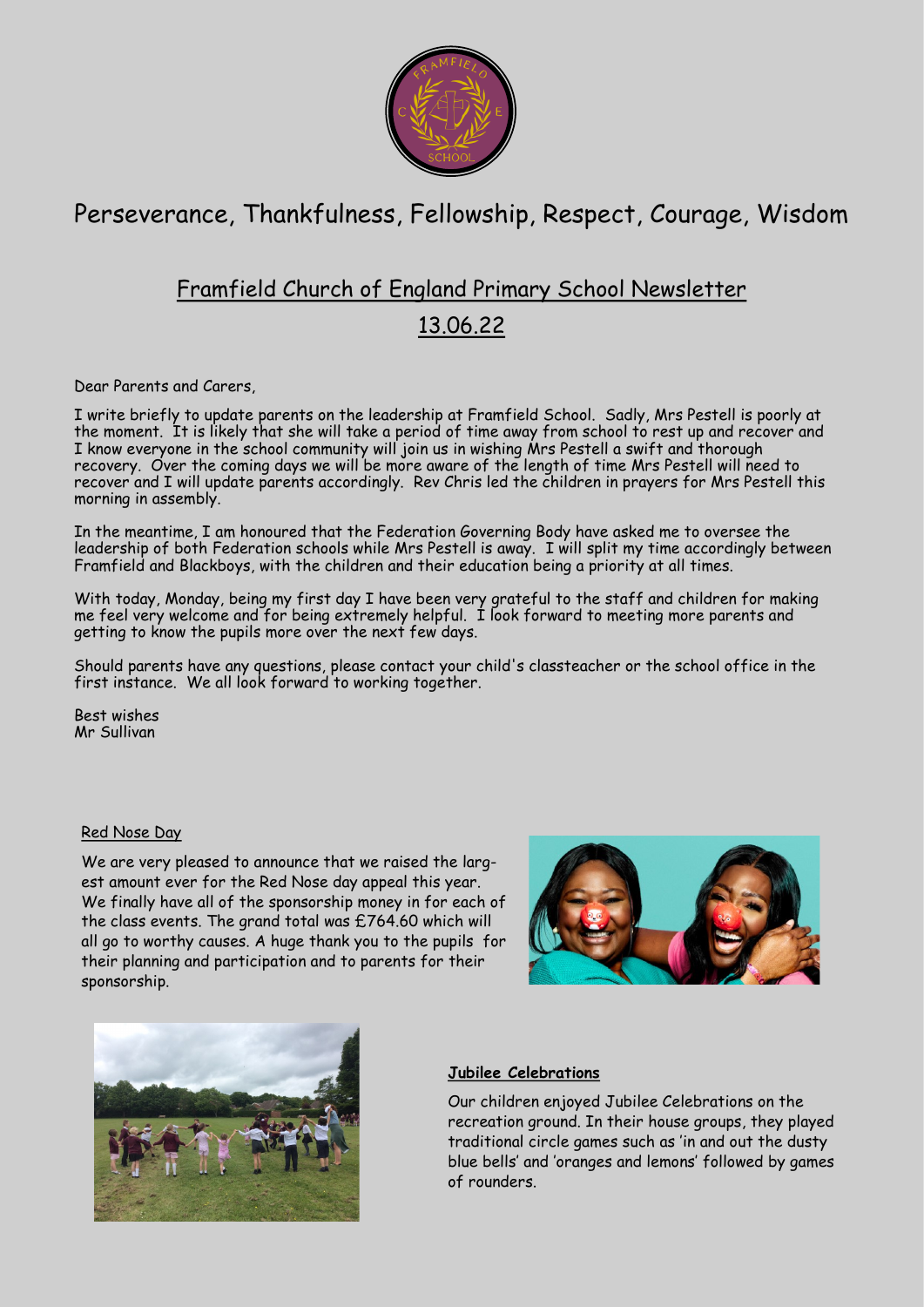Perseverance, Thankfulness, Fellowship, Respect, Courage, Wisdom

# Framfield Church of England Primary School Newsletter

## 13.06.22

Dear Parents and Carers,

I write briefly to update parents on the leadership at Framfield School. Sadly, Mrs Pestell is poorly at the moment. It is likely that she will take a period of time away from school to rest up and recover and I know everyone in the school community will join us in wishing Mrs Pestell a swift and thorough recovery. Over the coming days we will be more aware of the length of time Mrs Pestell will need to recover and I will update parents accordingly. Rev Chris led the children in prayers for Mrs Pestell this morning in assembly.

In the meantime, I am honoured that the Federation Governing Body have asked me to oversee the leadership of both Federation schools while Mrs Pestell is away. I will split my time accordingly between Framfield and Blackboys, with the children and their education being a priority at all times.

With today, Monday, being my first day I have been very grateful to the staff and children for making me feel very welcome and for being extremely helpful. I look forward to meeting more parents and getting to know the pupils more over the next few days.

Should parents have any questions, please contact your child's classteacher or the school office in the first instance. We all look forward to working together.

Best wishes
Mr Sullivan

### Red Nose Day

We are very pleased to announce that we raised the largest amount ever for the Red Nose day appeal this year. We finally have all of the sponsorship money in for each of the class events. The grand total was £764.60 which will all go to worthy causes. A huge thank you to the pupils for their planning and participation and to parents for their sponsorship.

### **Jubilee Celebrations**

Our children enjoyed Jubilee Celebrations on the recreation ground. In their house groups, they played traditional circle games such as 'in and out the dusty blue bells' and 'oranges and lemons' followed by games of rounders.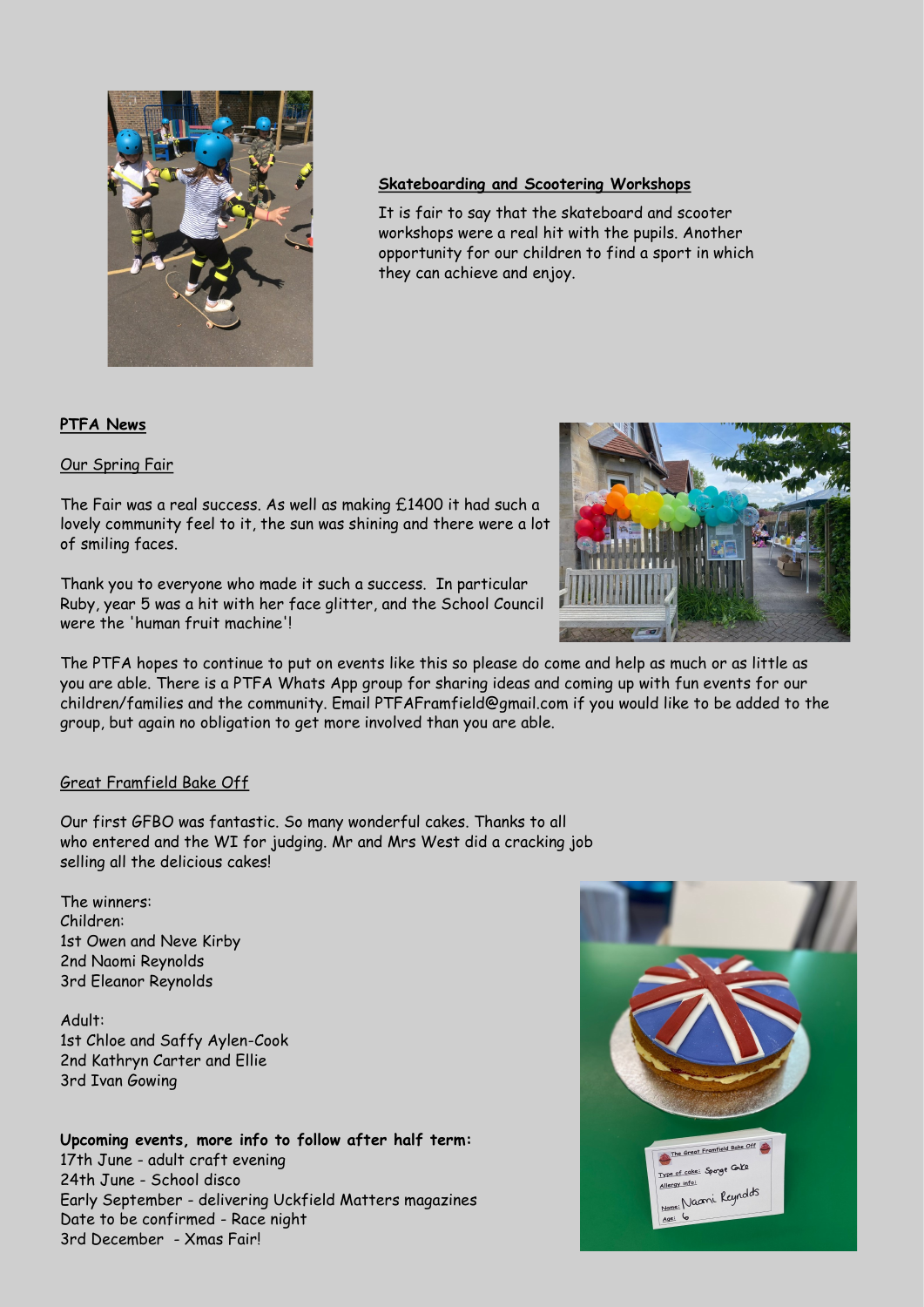**Skateboarding and Scootering Workshops**

It is fair to say that the skateboard and scooter workshops were a real hit with the pupils. Another opportunity for our children to find a sport in which they can achieve and enjoy.

**PTFA News**

Our Spring Fair

The Fair was a real success. As well as making £1400 it had such a lovely community feel to it, the sun was shining and there were a lot of smiling faces.

Thank you to everyone who made it such a success. In particular Ruby, year 5 was a hit with her face glitter, and the School Council were the 'human fruit machine'!

The PTFA hopes to continue to put on events like this so please do come and help as much or as little as you are able. There is a PTFA Whats App group for sharing ideas and coming up with fun events for our children/families and the community. Email PTFAFramfield@gmail.com if you would like to be added to the group, but again no obligation to get more involved than you are able.

Great Framfield Bake Off

Our first GFBO was fantastic. So many wonderful cakes. Thanks to all who entered and the WI for judging. Mr and Mrs West did a cracking job selling all the delicious cakes!

The winners:
Children:
1st Owen and Neve Kirby
2nd Naomi Reynolds
3rd Eleanor Reynolds

Adult:
1st Chloe and Saffy Aylen-Cook
2nd Kathryn Carter and Ellie
3rd Ivan Gowing

**Upcoming events, more info to follow after half term:**
17th June - adult craft evening
24th June - School disco
Early September - delivering Uckfield Matters magazines
Date to be confirmed - Race night
3rd December - Xmas Fair!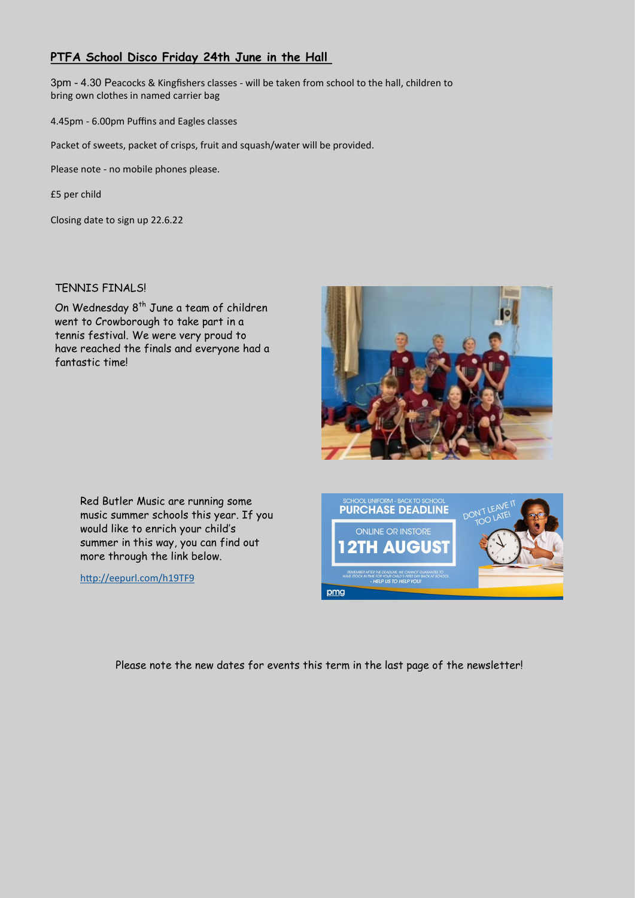## **PTFA School Disco Friday 24th June in the Hall**

3pm - 4.30 Peacocks & Kingfishers classes - will be taken from school to the hall, children to bring own clothes in named carrier bag

4.45pm - 6.00pm Puffins and Eagles classes

Packet of sweets, packet of crisps, fruit and squash/water will be provided.

Please note - no mobile phones please.

£5 per child

Closing date to sign up 22.6.22

TENNIS FINALS!

On Wednesday 8th June a team of children went to Crowborough to take part in a tennis festival. We were very proud to have reached the finals and everyone had a fantastic time!

Red Butler Music are running some music summer schools this year. If you would like to enrich your child's summer in this way, you can find out more through the link below.

http://eepurl.com/h19TF9

Please note the new dates for events this term in the last page of the newsletter!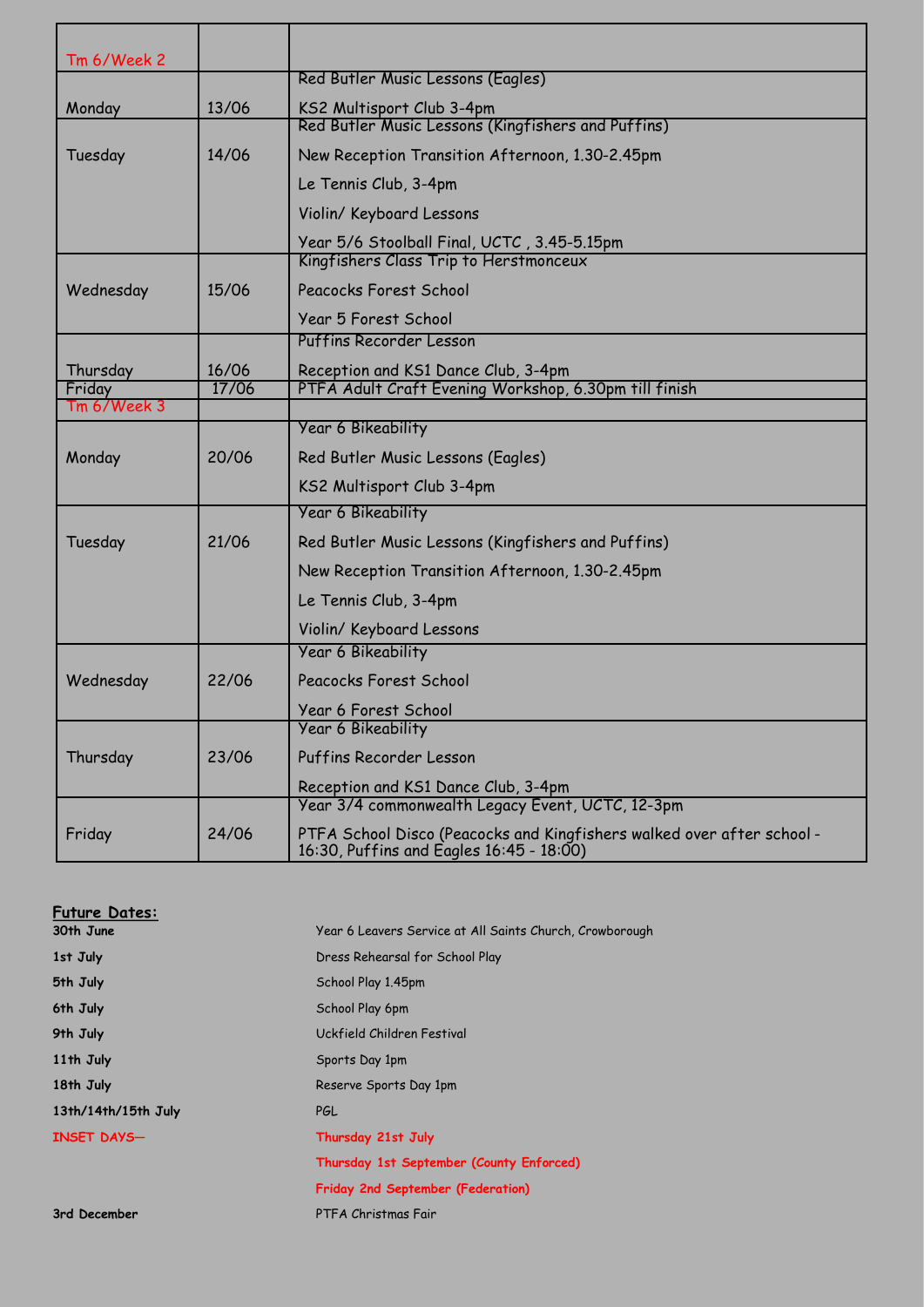| | | |
|---|---|---|
| Tm 6/Week 2 | | |
| Monday | 13/06 | Red Butler Music Lessons (Eagles)<br>KS2 Multisport Club 3-4pm |
| Tuesday | 14/06 | Red Butler Music Lessons (Kingfishers and Puffins)<br>New Reception Transition Afternoon, 1.30-2.45pm<br>Le Tennis Club, 3-4pm<br>Violin/ Keyboard Lessons<br>Year 5/6 Stoolball Final, UCTC , 3.45-5.15pm |
| Wednesday | 15/06 | Kingfishers Class Trip to Herstmonceux<br>Peacocks Forest School<br>Year 5 Forest School |
| Thursday | 16/06 | Puffins Recorder Lesson<br>Reception and KS1 Dance Club, 3-4pm |
| Friday | 17/06 | PTFA Adult Craft Evening Workshop, 6.30pm till finish |
| Tm 6/Week 3 | | |
| Monday | 20/06 | Year 6 Bikeability<br>Red Butler Music Lessons (Eagles)<br>KS2 Multisport Club 3-4pm |
| Tuesday | 21/06 | Year 6 Bikeability<br>Red Butler Music Lessons (Kingfishers and Puffins)<br>New Reception Transition Afternoon, 1.30-2.45pm<br>Le Tennis Club, 3-4pm<br>Violin/ Keyboard Lessons |
| Wednesday | 22/06 | Year 6 Bikeability<br>Peacocks Forest School<br>Year 6 Forest School |
| Thursday | 23/06 | Year 6 Bikeability<br>Puffins Recorder Lesson<br>Reception and KS1 Dance Club, 3-4pm |
| Friday | 24/06 | Year 3/4 commonwealth Legacy Event, UCTC, 12-3pm<br>PTFA School Disco (Peacocks and Kingfishers walked over after school - 16:30, Puffins and Eagles 16:45 - 18:00) |

**Future Dates:**

| | |
|---|---|
| **30th June** | Year 6 Leavers Service at All Saints Church, Crowborough |
| **1st July** | Dress Rehearsal for School Play |
| **5th July** | School Play 1.45pm |
| **6th July** | School Play 6pm |
| **9th July** | Uckfield Children Festival |
| **11th July** | Sports Day 1pm |
| **18th July** | Reserve Sports Day 1pm |
| **13th/14th/15th July** | PGL |
| **INSET DAYS—** | **Thursday 21st July** |
| | **Thursday 1st September (County Enforced)** |
| | **Friday 2nd September (Federation)** |
| **3rd December** | PTFA Christmas Fair |